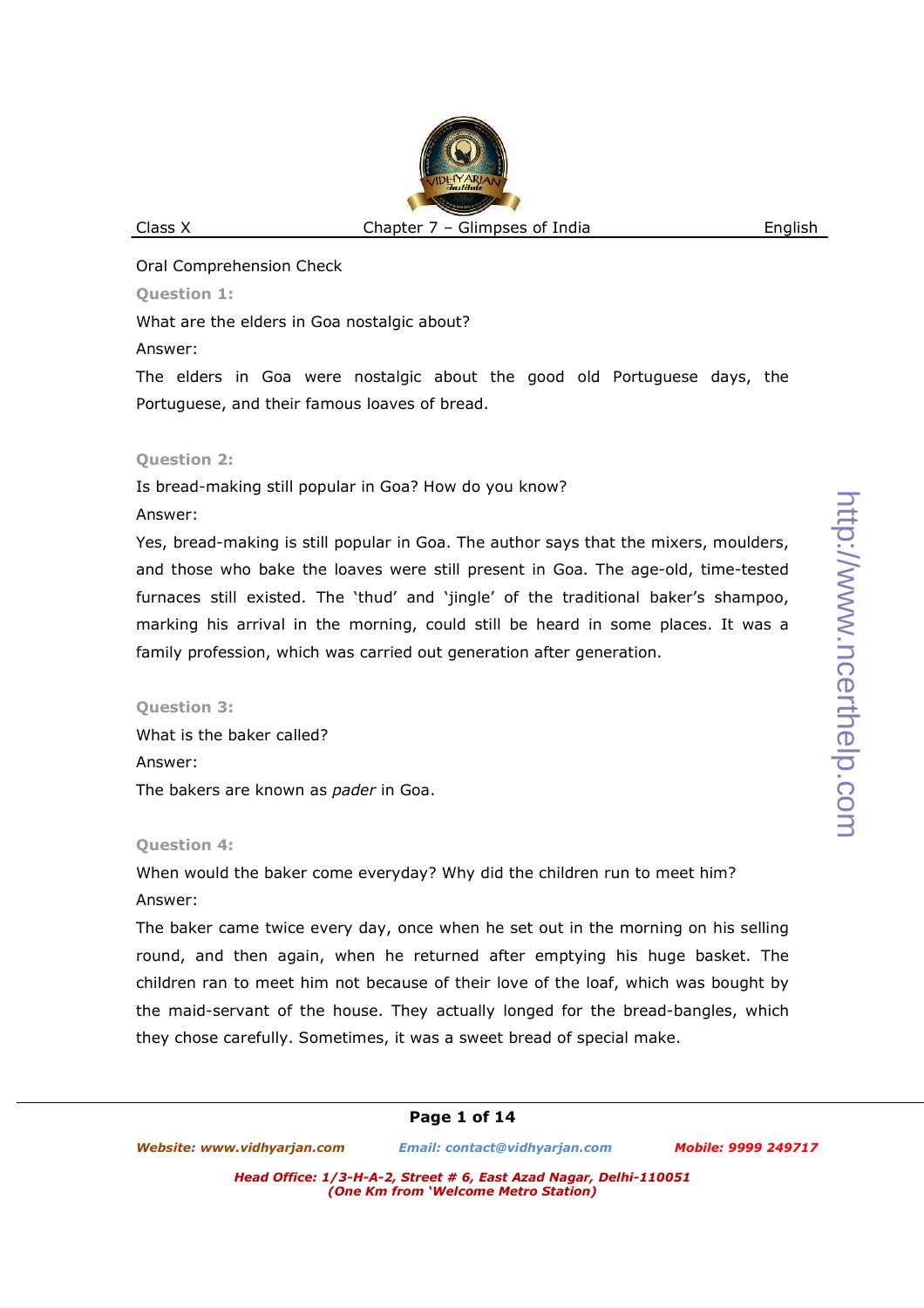Oral Comprehension Check

**Question 1:**

What are the elders in Goa nostalgic about?

Answer:

The elders in Goa were nostalgic about the good old Portuguese days, the Portuguese, and their famous loaves of bread.

**Question 2:**

Is bread-making still popular in Goa? How do you know?

Answer:

Yes, bread-making is still popular in Goa. The author says that the mixers, moulders, and those who bake the loaves were still present in Goa. The age-old, time-tested furnaces still existed. The 'thud' and 'jingle' of the traditional baker's shampoo, marking his arrival in the morning, could still be heard in some places. It was a family profession, which was carried out generation after generation.

**Question 3:**

What is the baker called?

Answer:

The bakers are known as *pader* in Goa.

**Question 4:**

When would the baker come everyday? Why did the children run to meet him?

Answer:

The baker came twice every day, once when he set out in the morning on his selling round, and then again, when he returned after emptying his huge basket. The children ran to meet him not because of their love of the loaf, which was bought by the maid-servant of the house. They actually longed for the bread-bangles, which they chose carefully. Sometimes, it was a sweet bread of special make.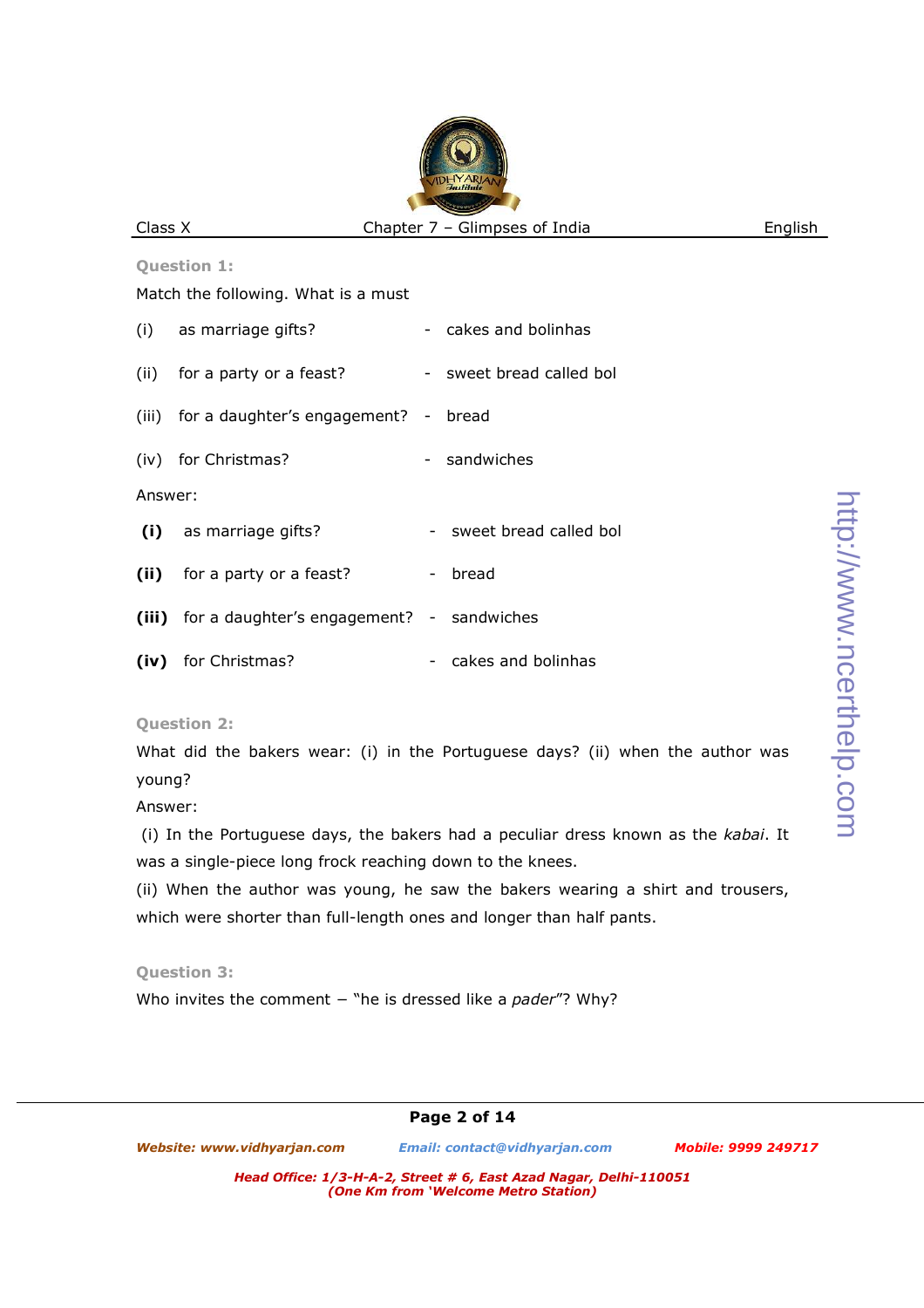**Question 1:**

Match the following. What is a must

| | | | |
|---|---|---|---|
| (i) | as marriage gifts? | - | cakes and bolinhas |
| (ii) | for a party or a feast? | - | sweet bread called bol |
| (iii) | for a daughter's engagement? | - | bread |
| (iv) | for Christmas? | - | sandwiches |

Answer:

| | | | |
|---|---|---|---|
| **(i)** | as marriage gifts? | - | sweet bread called bol |
| **(ii)** | for a party or a feast? | - | bread |
| **(iii)** | for a daughter's engagement? | - | sandwiches |
| **(iv)** | for Christmas? | - | cakes and bolinhas |

**Question 2:**

What did the bakers wear: (i) in the Portuguese days? (ii) when the author was young?

Answer:

(i) In the Portuguese days, the bakers had a peculiar dress known as the *kabai*. It was a single-piece long frock reaching down to the knees.

(ii) When the author was young, he saw the bakers wearing a shirt and trousers, which were shorter than full-length ones and longer than half pants.

**Question 3:**

Who invites the comment – "he is dressed like a *pader*"? Why?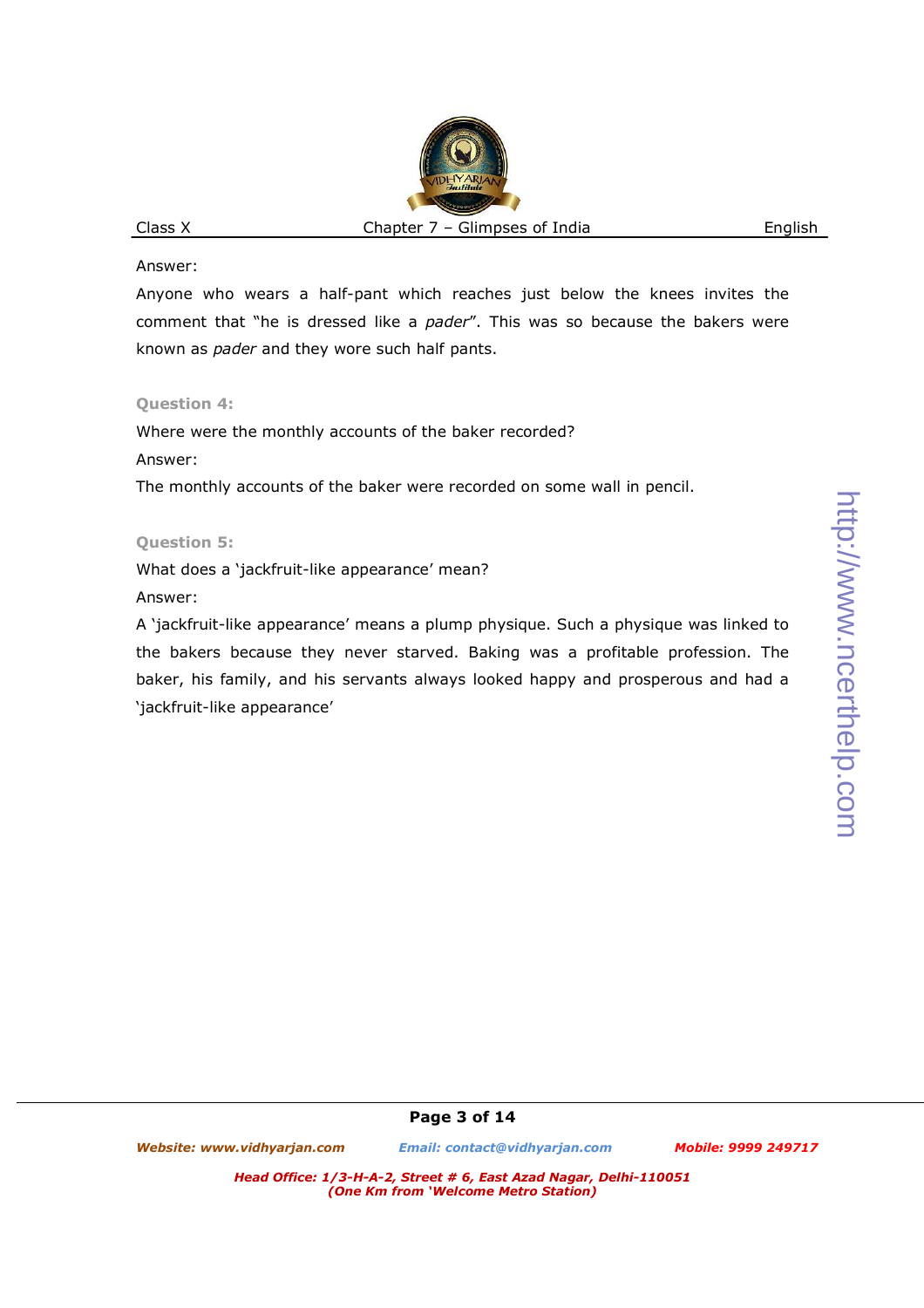Answer:

Anyone who wears a half-pant which reaches just below the knees invites the comment that "he is dressed like a *pader*". This was so because the bakers were known as *pader* and they wore such half pants.

**Question 4:**

Where were the monthly accounts of the baker recorded?

Answer:

The monthly accounts of the baker were recorded on some wall in pencil.

**Question 5:**

What does a 'jackfruit-like appearance' mean?

Answer:

A 'jackfruit-like appearance' means a plump physique. Such a physique was linked to the bakers because they never starved. Baking was a profitable profession. The baker, his family, and his servants always looked happy and prosperous and had a 'jackfruit-like appearance'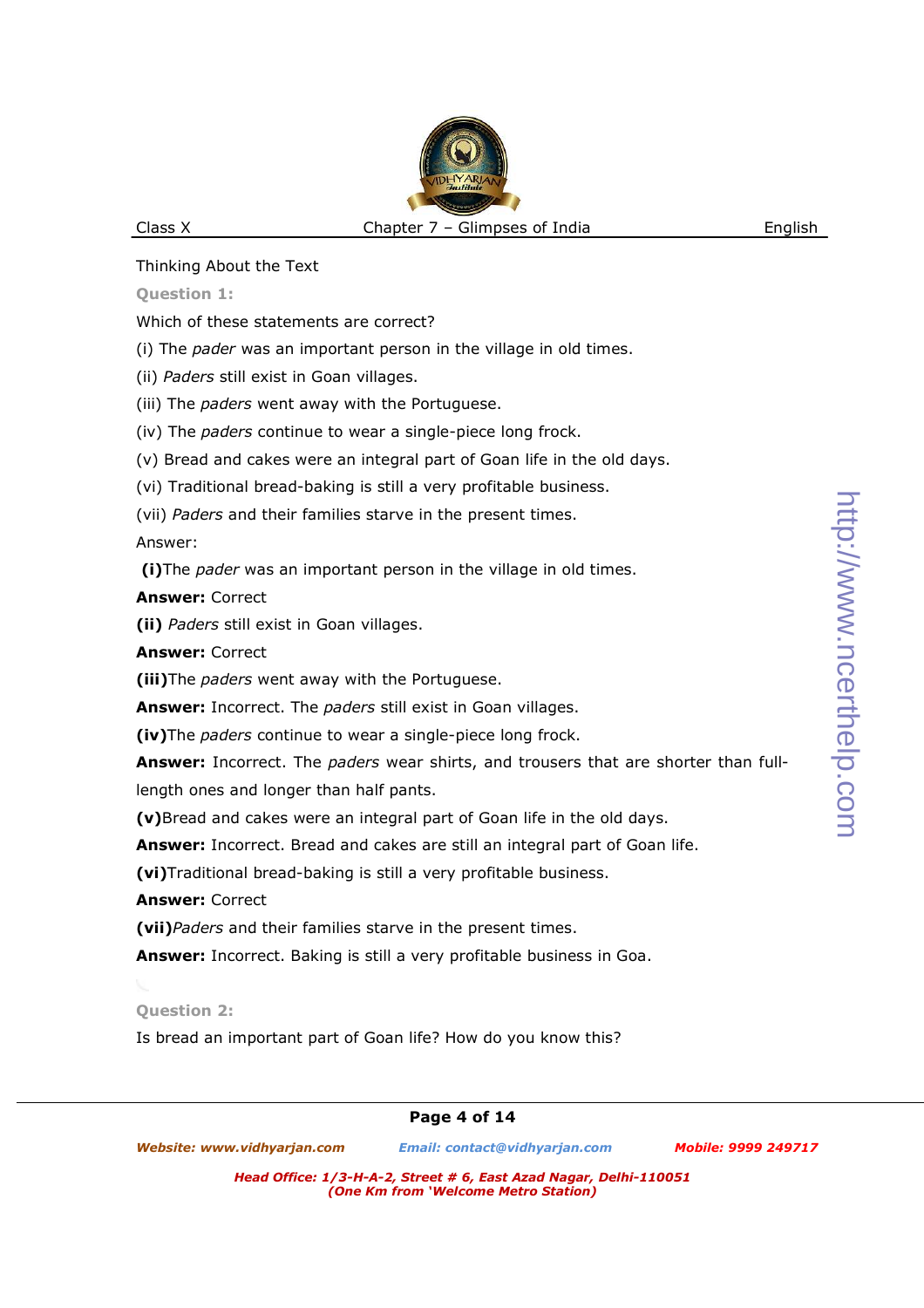Thinking About the Text

**Question 1:**

Which of these statements are correct?

(i) The *pader* was an important person in the village in old times.

(ii) *Paders* still exist in Goan villages.

(iii) The *paders* went away with the Portuguese.

(iv) The *paders* continue to wear a single-piece long frock.

(v) Bread and cakes were an integral part of Goan life in the old days.

(vi) Traditional bread-baking is still a very profitable business.

(vii) *Paders* and their families starve in the present times.

Answer:

**(i)**The *pader* was an important person in the village in old times.

**Answer:** Correct

**(ii)** *Paders* still exist in Goan villages.

**Answer:** Correct

**(iii)**The *paders* went away with the Portuguese.

**Answer:** Incorrect. The *paders* still exist in Goan villages.

**(iv)**The *paders* continue to wear a single-piece long frock.

**Answer:** Incorrect. The *paders* wear shirts, and trousers that are shorter than full-length ones and longer than half pants.

**(v)**Bread and cakes were an integral part of Goan life in the old days.

**Answer:** Incorrect. Bread and cakes are still an integral part of Goan life.

**(vi)**Traditional bread-baking is still a very profitable business.

**Answer:** Correct

**(vii)***Paders* and their families starve in the present times.

**Answer:** Incorrect. Baking is still a very profitable business in Goa.

**Question 2:**

Is bread an important part of Goan life? How do you know this?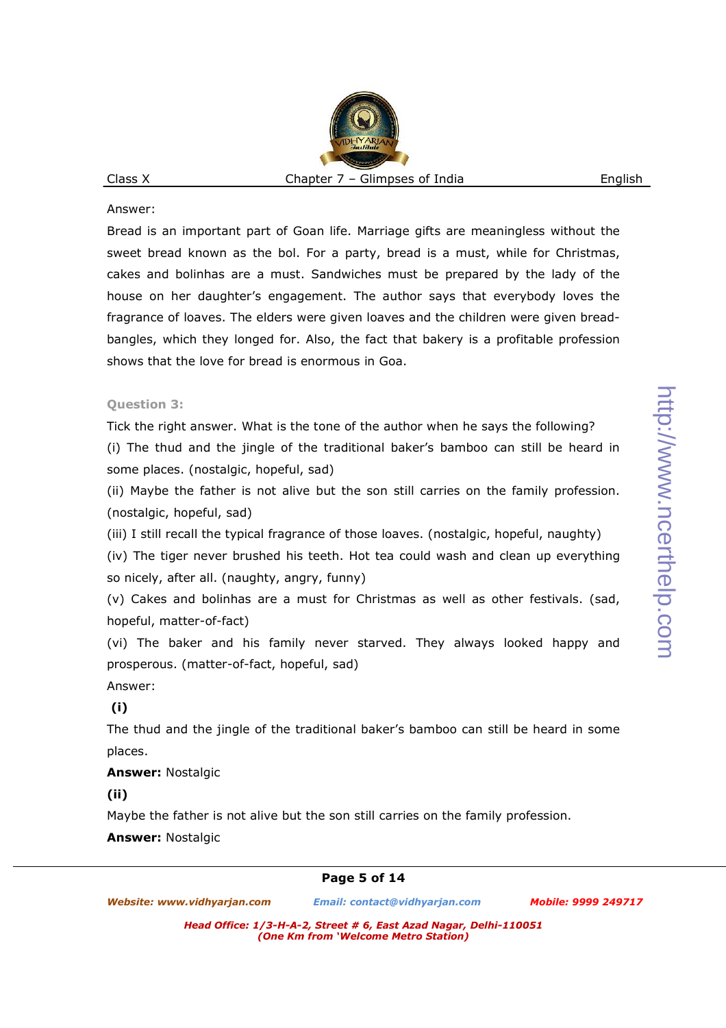Answer:

Bread is an important part of Goan life. Marriage gifts are meaningless without the sweet bread known as the bol. For a party, bread is a must, while for Christmas, cakes and bolinhas are a must. Sandwiches must be prepared by the lady of the house on her daughter's engagement. The author says that everybody loves the fragrance of loaves. The elders were given loaves and the children were given bread-bangles, which they longed for. Also, the fact that bakery is a profitable profession shows that the love for bread is enormous in Goa.

**Question 3:**

Tick the right answer. What is the tone of the author when he says the following?

(i) The thud and the jingle of the traditional baker's bamboo can still be heard in some places. (nostalgic, hopeful, sad)

(ii) Maybe the father is not alive but the son still carries on the family profession. (nostalgic, hopeful, sad)

(iii) I still recall the typical fragrance of those loaves. (nostalgic, hopeful, naughty)

(iv) The tiger never brushed his teeth. Hot tea could wash and clean up everything so nicely, after all. (naughty, angry, funny)

(v) Cakes and bolinhas are a must for Christmas as well as other festivals. (sad, hopeful, matter-of-fact)

(vi) The baker and his family never starved. They always looked happy and prosperous. (matter-of-fact, hopeful, sad)

Answer:

**(i)**

The thud and the jingle of the traditional baker's bamboo can still be heard in some places.

**Answer:** Nostalgic

**(ii)**

Maybe the father is not alive but the son still carries on the family profession.

**Answer:** Nostalgic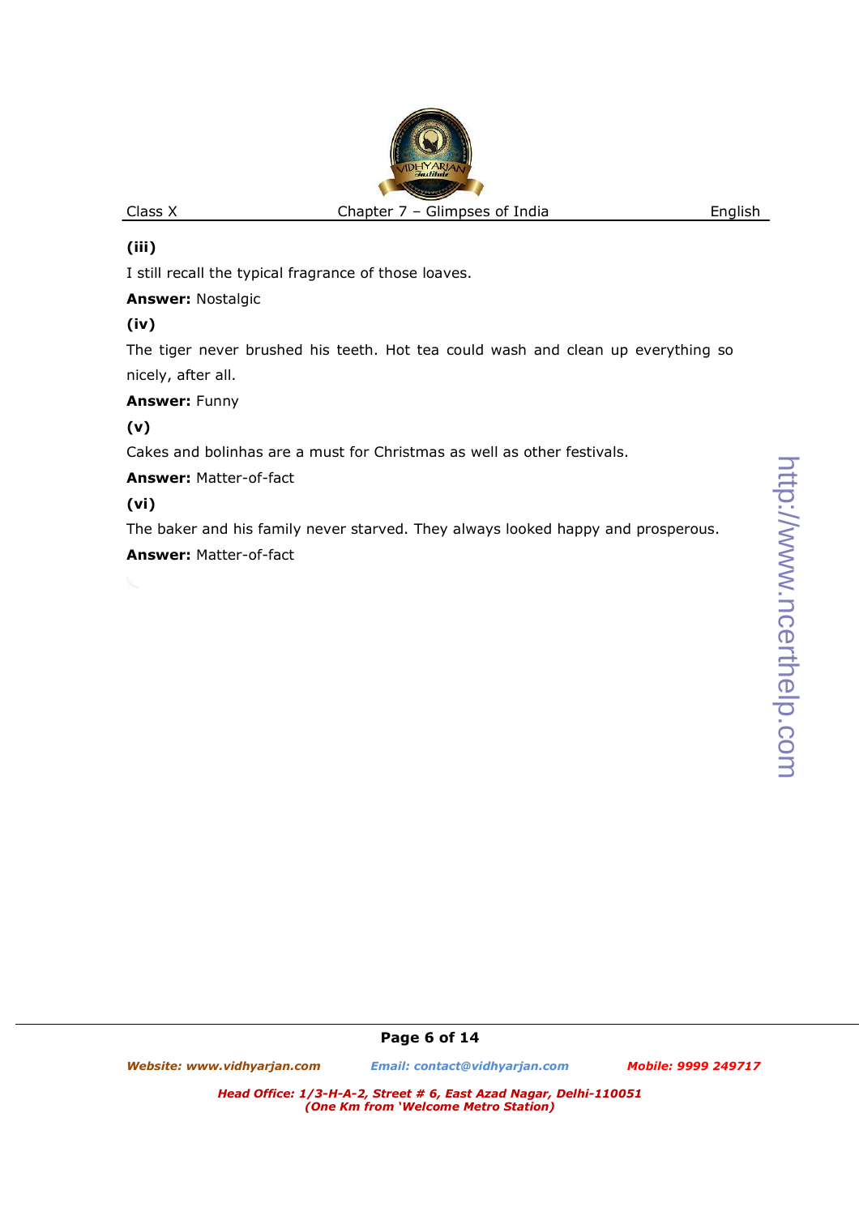**(iii)**

I still recall the typical fragrance of those loaves.

**Answer:** Nostalgic

**(iv)**

The tiger never brushed his teeth. Hot tea could wash and clean up everything so nicely, after all.

**Answer:** Funny

**(v)**

Cakes and bolinhas are a must for Christmas as well as other festivals.

**Answer:** Matter-of-fact

**(vi)**

The baker and his family never starved. They always looked happy and prosperous.

**Answer:** Matter-of-fact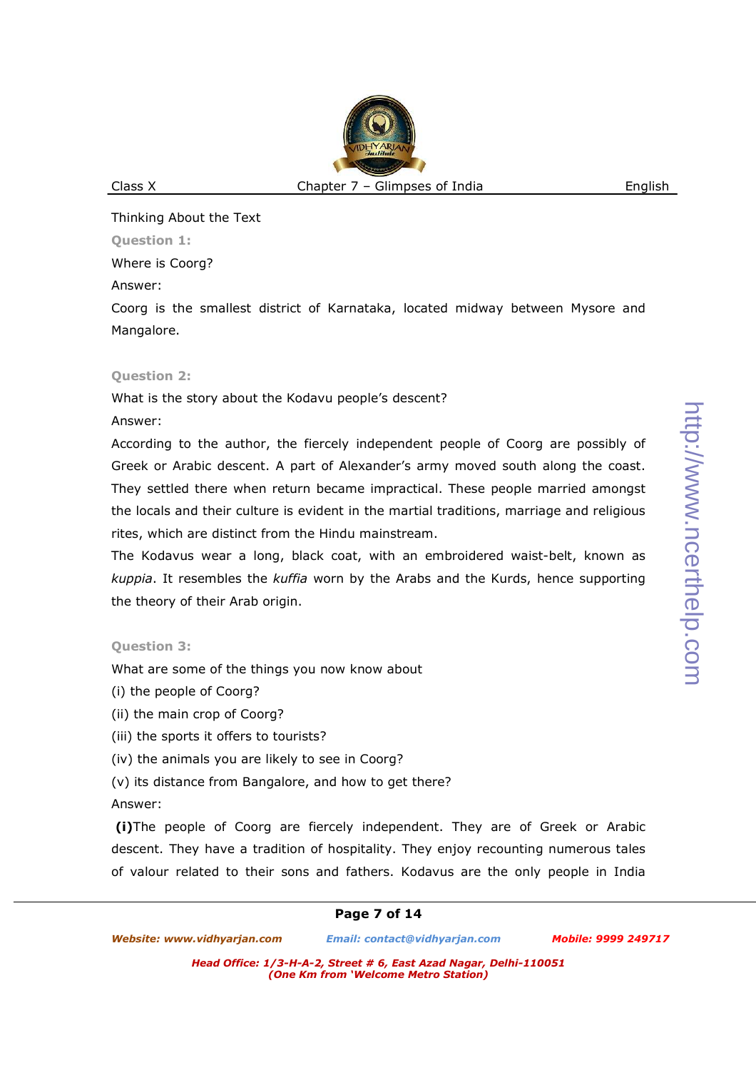Thinking About the Text

**Question 1:**

Where is Coorg?

Answer:

Coorg is the smallest district of Karnataka, located midway between Mysore and Mangalore.

**Question 2:**

What is the story about the Kodavu people's descent?

Answer:

According to the author, the fiercely independent people of Coorg are possibly of Greek or Arabic descent. A part of Alexander's army moved south along the coast. They settled there when return became impractical. These people married amongst the locals and their culture is evident in the martial traditions, marriage and religious rites, which are distinct from the Hindu mainstream.

The Kodavus wear a long, black coat, with an embroidered waist-belt, known as *kuppia*. It resembles the *kuffia* worn by the Arabs and the Kurds, hence supporting the theory of their Arab origin.

**Question 3:**

What are some of the things you now know about

(i) the people of Coorg?

(ii) the main crop of Coorg?

(iii) the sports it offers to tourists?

(iv) the animals you are likely to see in Coorg?

(v) its distance from Bangalore, and how to get there?

Answer:

**(i)**The people of Coorg are fiercely independent. They are of Greek or Arabic descent. They have a tradition of hospitality. They enjoy recounting numerous tales of valour related to their sons and fathers. Kodavus are the only people in India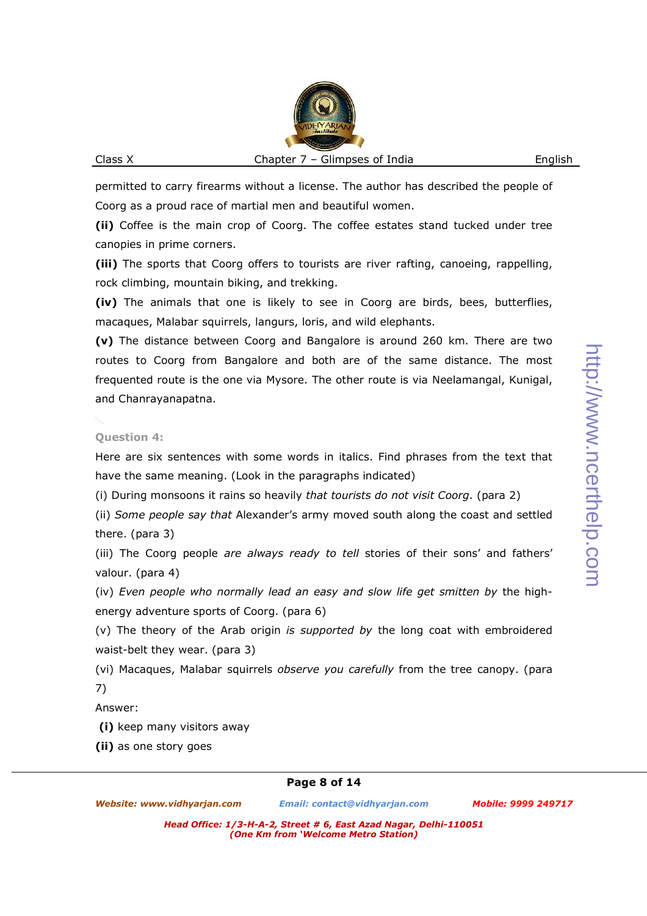permitted to carry firearms without a license. The author has described the people of Coorg as a proud race of martial men and beautiful women.

**(ii)** Coffee is the main crop of Coorg. The coffee estates stand tucked under tree canopies in prime corners.

**(iii)** The sports that Coorg offers to tourists are river rafting, canoeing, rappelling, rock climbing, mountain biking, and trekking.

**(iv)** The animals that one is likely to see in Coorg are birds, bees, butterflies, macaques, Malabar squirrels, langurs, loris, and wild elephants.

**(v)** The distance between Coorg and Bangalore is around 260 km. There are two routes to Coorg from Bangalore and both are of the same distance. The most frequented route is the one via Mysore. The other route is via Neelamangal, Kunigal, and Chanrayanapatna.

**Question 4:**

Here are six sentences with some words in italics. Find phrases from the text that have the same meaning. (Look in the paragraphs indicated)

(i) During monsoons it rains so heavily *that tourists do not visit Coorg*. (para 2)

(ii) *Some people say that* Alexander's army moved south along the coast and settled there. (para 3)

(iii) The Coorg people *are always ready to tell* stories of their sons' and fathers' valour. (para 4)

(iv) *Even people who normally lead an easy and slow life get smitten by* the high-energy adventure sports of Coorg. (para 6)

(v) The theory of the Arab origin *is supported by* the long coat with embroidered waist-belt they wear. (para 3)

(vi) Macaques, Malabar squirrels *observe you carefully* from the tree canopy. (para 7)

Answer:

**(i)** keep many visitors away

**(ii)** as one story goes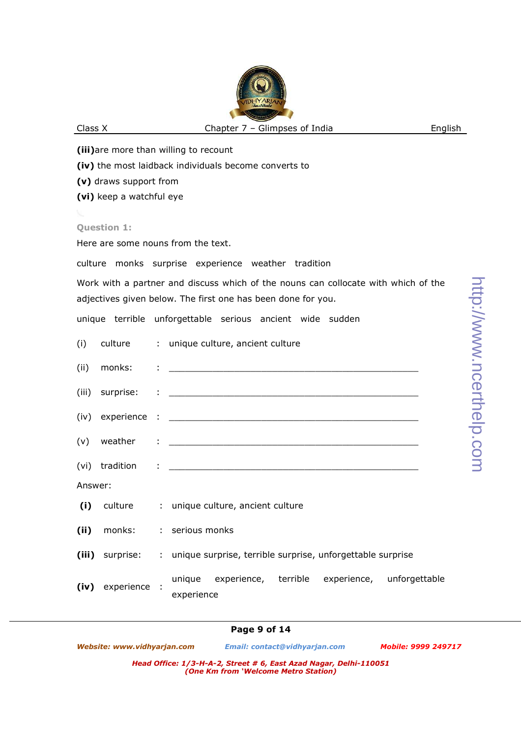**(iii)** are more than willing to recount

**(iv)** the most laidback individuals become converts to

**(v)** draws support from

**(vi)** keep a watchful eye

**Question 1:**

Here are some nouns from the text.

culture   monks   surprise   experience   weather   tradition

Work with a partner and discuss which of the nouns can collocate with which of the adjectives given below. The first one has been done for you.

unique   terrible   unforgettable   serious   ancient   wide   sudden

(i) culture : unique culture, ancient culture

(ii) monks: : ______________________________

(iii) surprise: : ______________________________

(iv) experience : ______________________________

(v) weather : ______________________________

(vi) tradition : ______________________________

Answer:

**(i)** culture : unique culture, ancient culture

**(ii)** monks: : serious monks

**(iii)** surprise: : unique surprise, terrible surprise, unforgettable surprise

**(iv)** experience : unique experience, terrible experience, unforgettable experience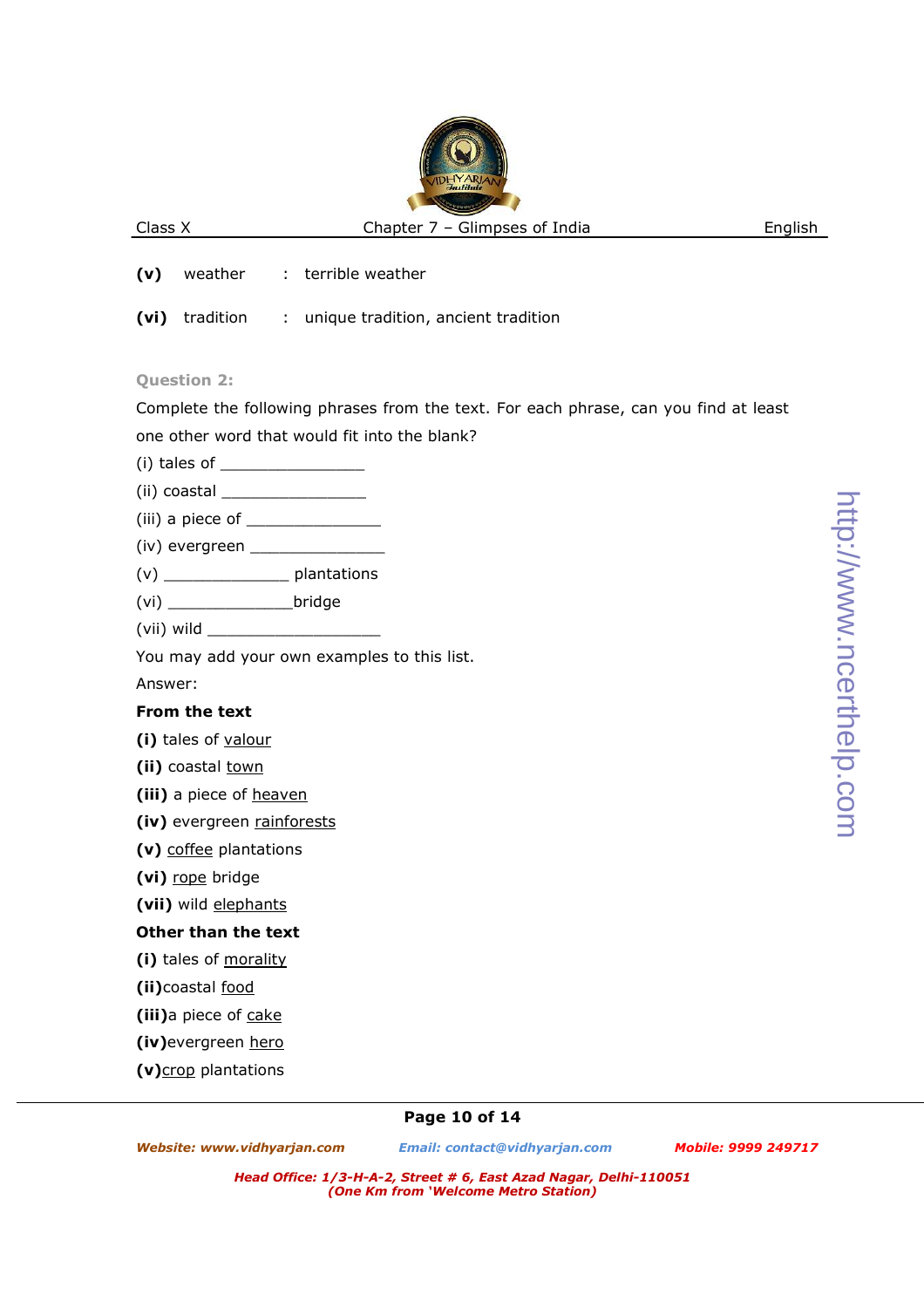**(v)** weather : terrible weather

**(vi)** tradition : unique tradition, ancient tradition

**Question 2:**

Complete the following phrases from the text. For each phrase, can you find at least one other word that would fit into the blank?

(i) tales of _______________

(ii) coastal _______________

(iii) a piece of _______________

(iv) evergreen _______________

(v) _____________ plantations

(vi) _____________bridge

(vii) wild __________________

You may add your own examples to this list.

Answer:

**From the text**

**(i)** tales of valour

**(ii)** coastal town

**(iii)** a piece of heaven

**(iv)** evergreen rainforests

**(v)** coffee plantations

**(vi)** rope bridge

**(vii)** wild elephants

**Other than the text**

**(i)** tales of morality

**(ii)**coastal food

**(iii)**a piece of cake

**(iv)**evergreen hero

**(v)**crop plantations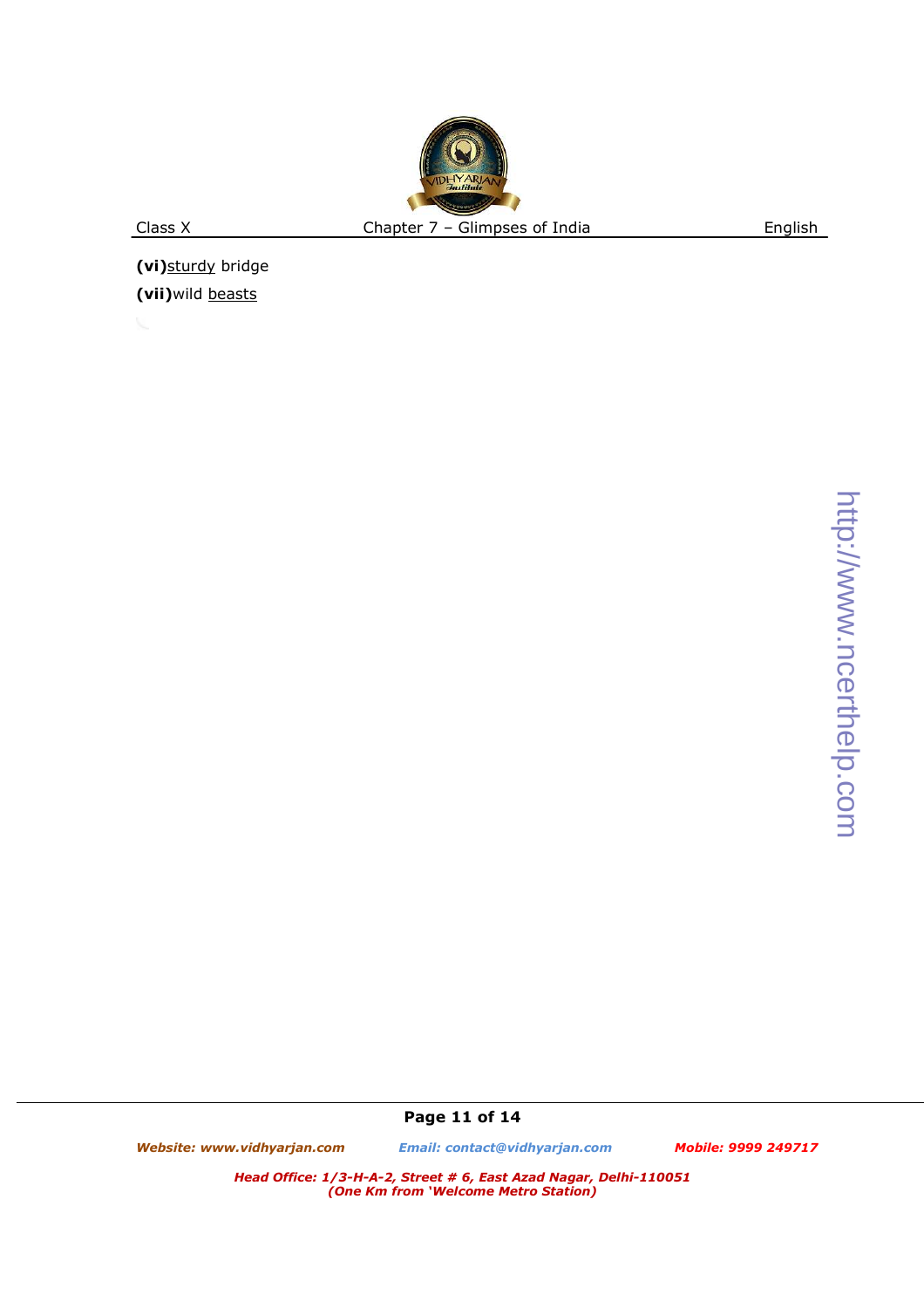**(vi)**<u>sturdy</u> bridge

**(vii)**wild <u>beasts</u>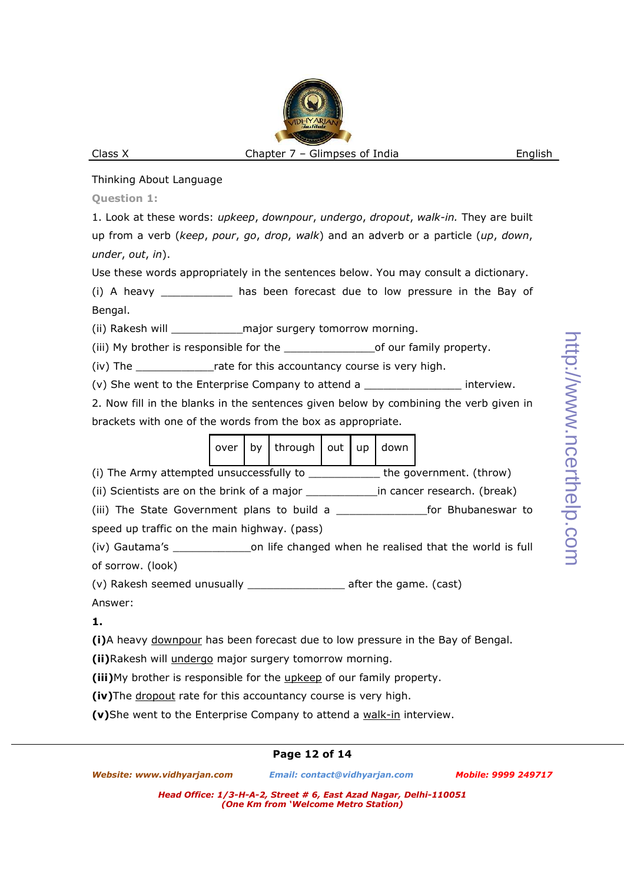Thinking About Language

**Question 1:**

1. Look at these words: *upkeep*, *downpour*, *undergo*, *dropout*, *walk-in.* They are built up from a verb (*keep*, *pour*, *go*, *drop*, *walk*) and an adverb or a particle (*up*, *down*, *under*, *out*, *in*).

Use these words appropriately in the sentences below. You may consult a dictionary.

(i) A heavy ___________ has been forecast due to low pressure in the Bay of Bengal.

(ii) Rakesh will ___________major surgery tomorrow morning.

(iii) My brother is responsible for the ______________of our family property.

(iv) The ____________rate for this accountancy course is very high.

(v) She went to the Enterprise Company to attend a _______________ interview.

2. Now fill in the blanks in the sentences given below by combining the verb given in brackets with one of the words from the box as appropriate.

| over | by | through | out | up | down |
|---|---|---|---|---|---|

(i) The Army attempted unsuccessfully to ___________ the government. (throw)

(ii) Scientists are on the brink of a major ___________in cancer research. (break)

(iii) The State Government plans to build a ______________for Bhubaneswar to speed up traffic on the main highway. (pass)

(iv) Gautama's ____________on life changed when he realised that the world is full of sorrow. (look)

(v) Rakesh seemed unusually _______________ after the game. (cast)

Answer:

**1.**

**(i)**A heavy downpour has been forecast due to low pressure in the Bay of Bengal.

**(ii)**Rakesh will undergo major surgery tomorrow morning.

**(iii)**My brother is responsible for the upkeep of our family property.

**(iv)**The dropout rate for this accountancy course is very high.

**(v)**She went to the Enterprise Company to attend a walk-in interview.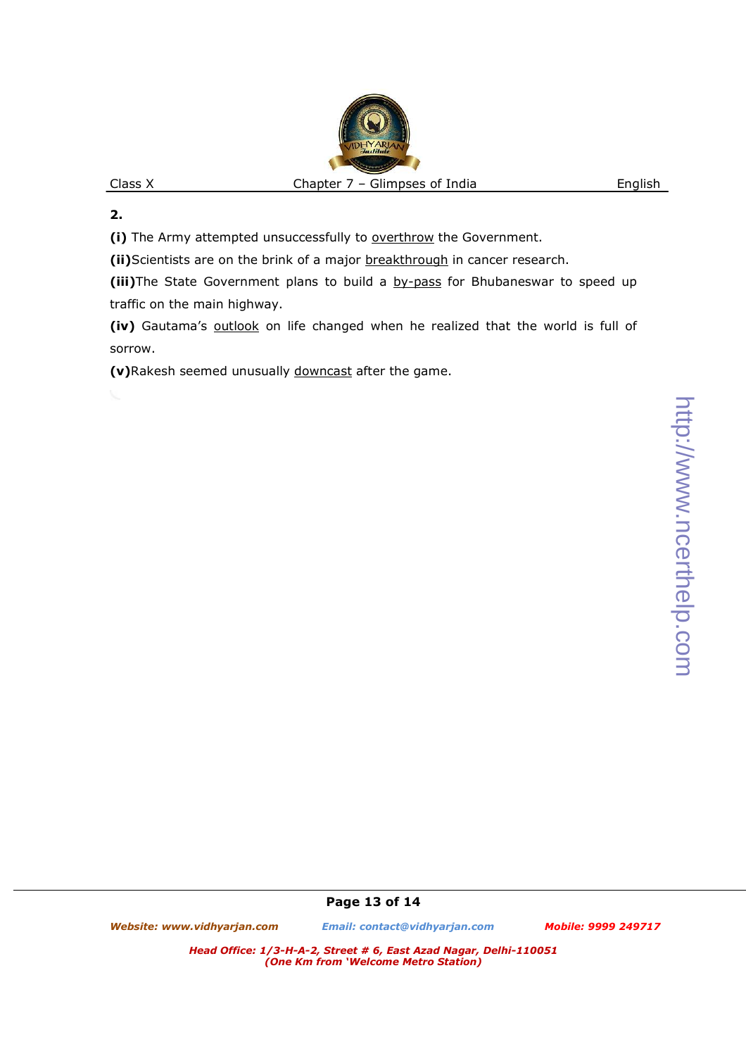**2.**

**(i)** The Army attempted unsuccessfully to <u>overthrow</u> the Government.

**(ii)**Scientists are on the brink of a major <u>breakthrough</u> in cancer research.

**(iii)**The State Government plans to build a <u>by-pass</u> for Bhubaneswar to speed up traffic on the main highway.

**(iv)** Gautama's <u>outlook</u> on life changed when he realized that the world is full of sorrow.

**(v)**Rakesh seemed unusually <u>downcast</u> after the game.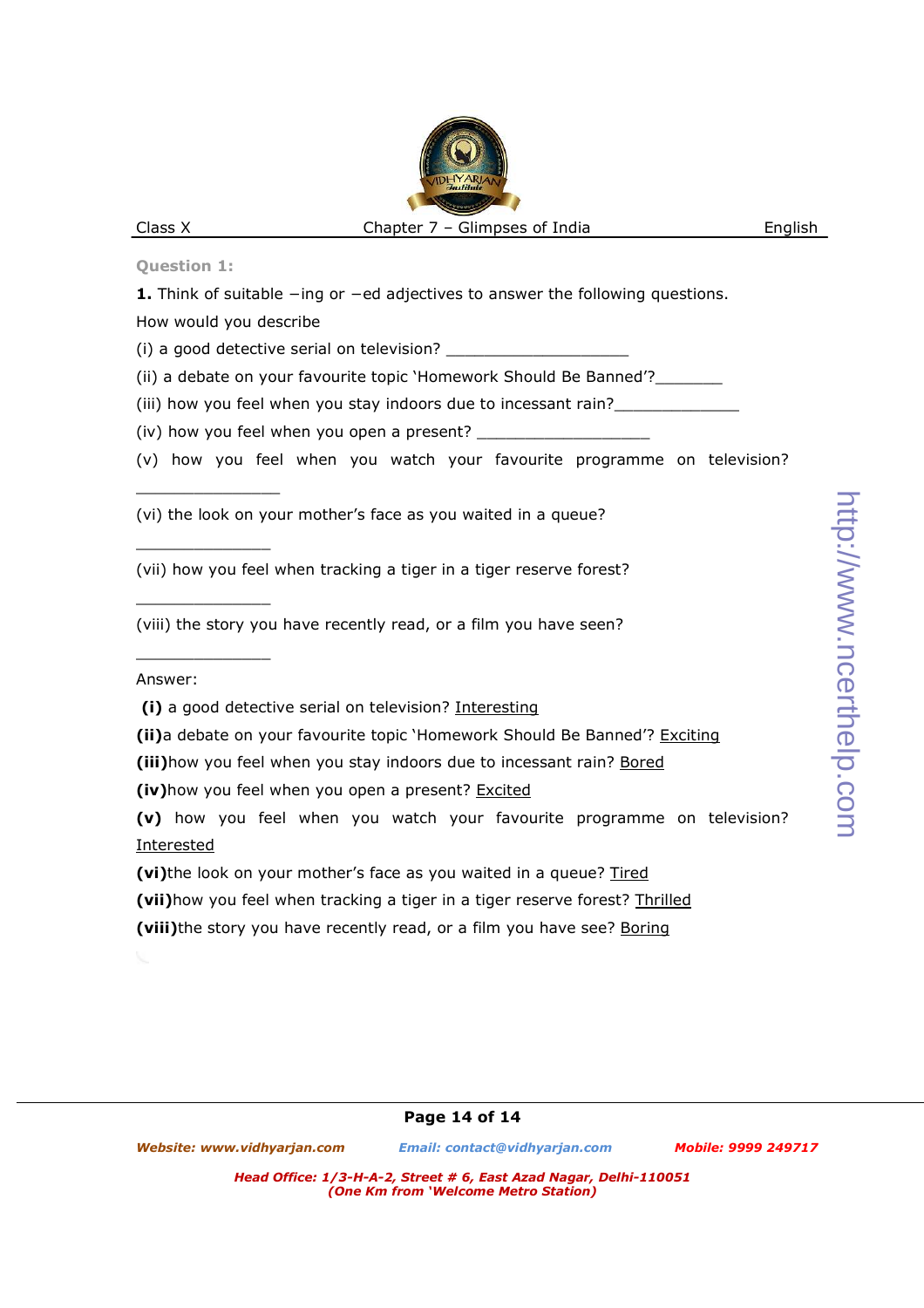**Question 1:**

**1.** Think of suitable −ing or −ed adjectives to answer the following questions.

How would you describe

(i) a good detective serial on television? ____________________

(ii) a debate on your favourite topic 'Homework Should Be Banned'?_______

(iii) how you feel when you stay indoors due to incessant rain?_____________

(iv) how you feel when you open a present? ___________________

(v) how you feel when you watch your favourite programme on television? _______________

(vi) the look on your mother's face as you waited in a queue? ______________

(vii) how you feel when tracking a tiger in a tiger reserve forest? ______________

(viii) the story you have recently read, or a film you have seen? ______________

Answer:

**(i)** a good detective serial on television? Interesting

**(ii)**a debate on your favourite topic 'Homework Should Be Banned'? Exciting

**(iii)**how you feel when you stay indoors due to incessant rain? Bored

**(iv)**how you feel when you open a present? Excited

**(v)** how you feel when you watch your favourite programme on television? Interested

**(vi)**the look on your mother's face as you waited in a queue? Tired

**(vii)**how you feel when tracking a tiger in a tiger reserve forest? Thrilled

**(viii)**the story you have recently read, or a film you have see? Boring